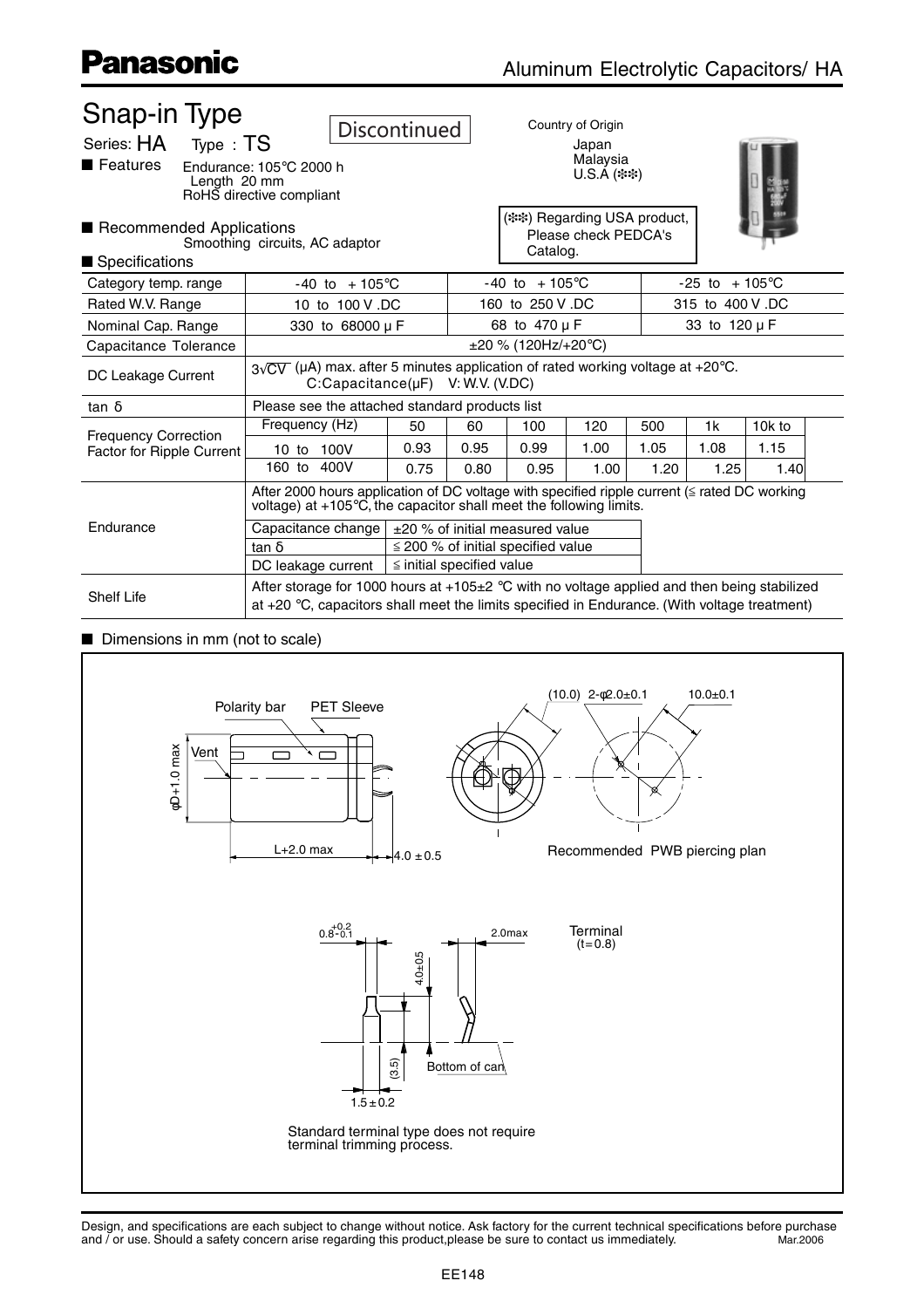# Panasonic

## Aluminum Electrolytic Capacitors/ HA

# Snap-in Type

Discontinued

Series: HA  Type : TS

Country of Origin: Japan, Malaysia, U.S.A (※※)

(※※) Regarding USA product, Please check PEDCA's Catalog.

■ Features
- Endurance: 105℃ 2000 h
- Length 20 mm
- RoHS directive compliant

■ Recommended Applications
- Smoothing circuits, AC adaptor

■ Specifications

| Category temp. range | -40 to +105℃ | | | -40 to +105℃ | | | -25 to +105℃ | | |
|---|---|---|---|---|---|---|---|---|---|
| Rated W.V. Range | 10 to 100 V .DC | | | 160 to 250 V .DC | | | 315 to 400 V .DC | | |
| Nominal Cap. Range | 330 to 68000 μ F | | | 68 to 470 μ F | | | 33 to 120 μ F | | |
| Capacitance Tolerance | ±20 % (120Hz/+20℃) | | | | | | | | |
| DC Leakage Current | $3\sqrt{CV}$ (μA) max. after 5 minutes application of rated working voltage at +20℃. C:Capacitance(μF) V: W.V. (V.DC) | | | | | | | | |
| tan δ | Please see the attached standard products list | | | | | | | | |
| Frequency Correction Factor for Ripple Current | Frequency (Hz) | 50 | 60 | 100 | 120 | 500 | 1k | 10k to | |
| | 10 to 100V | 0.93 | 0.95 | 0.99 | 1.00 | 1.05 | 1.08 | 1.15 | |
| | 160 to 400V | 0.75 | 0.80 | 0.95 | 1.00 | 1.20 | 1.25 | 1.40 | |
| Endurance | After 2000 hours application of DC voltage with specified ripple current (≦ rated DC working voltage) at +105℃, the capacitor shall meet the following limits. | | | | | | | | |
| | Capacitance change | ±20 % of initial measured value | | | | | | | |
| | tan δ | ≦ 200 % of initial specified value | | | | | | | |
| | DC leakage current | ≦ initial specified value | | | | | | | |
| Shelf Life | After storage for 1000 hours at +105±2 ℃ with no voltage applied and then being stabilized at +20 ℃, capacitors shall meet the limits specified in Endurance. (With voltage treatment) | | | | | | | | |

■ Dimensions in mm (not to scale)

Polarity bar, PET Sleeve, Vent, φD+1.0 max, L+2.0 max, 4.0 ± 0.5

(10.0) 2-φ2.0±0.1, 10.0±0.1

Recommended PWB piercing plan

$0.8^{+0.2}_{-0.1}$, 4.0±0.5, 2.0max, (3.5), Bottom of can, 1.5 ± 0.2

Terminal (t=0.8)

Standard terminal type does not require terminal trimming process.

Design, and specifications are each subject to change without notice. Ask factory for the current technical specifications before purchase and / or use. Should a safety concern arise regarding this product,please be sure to contact us immediately. Mar.2006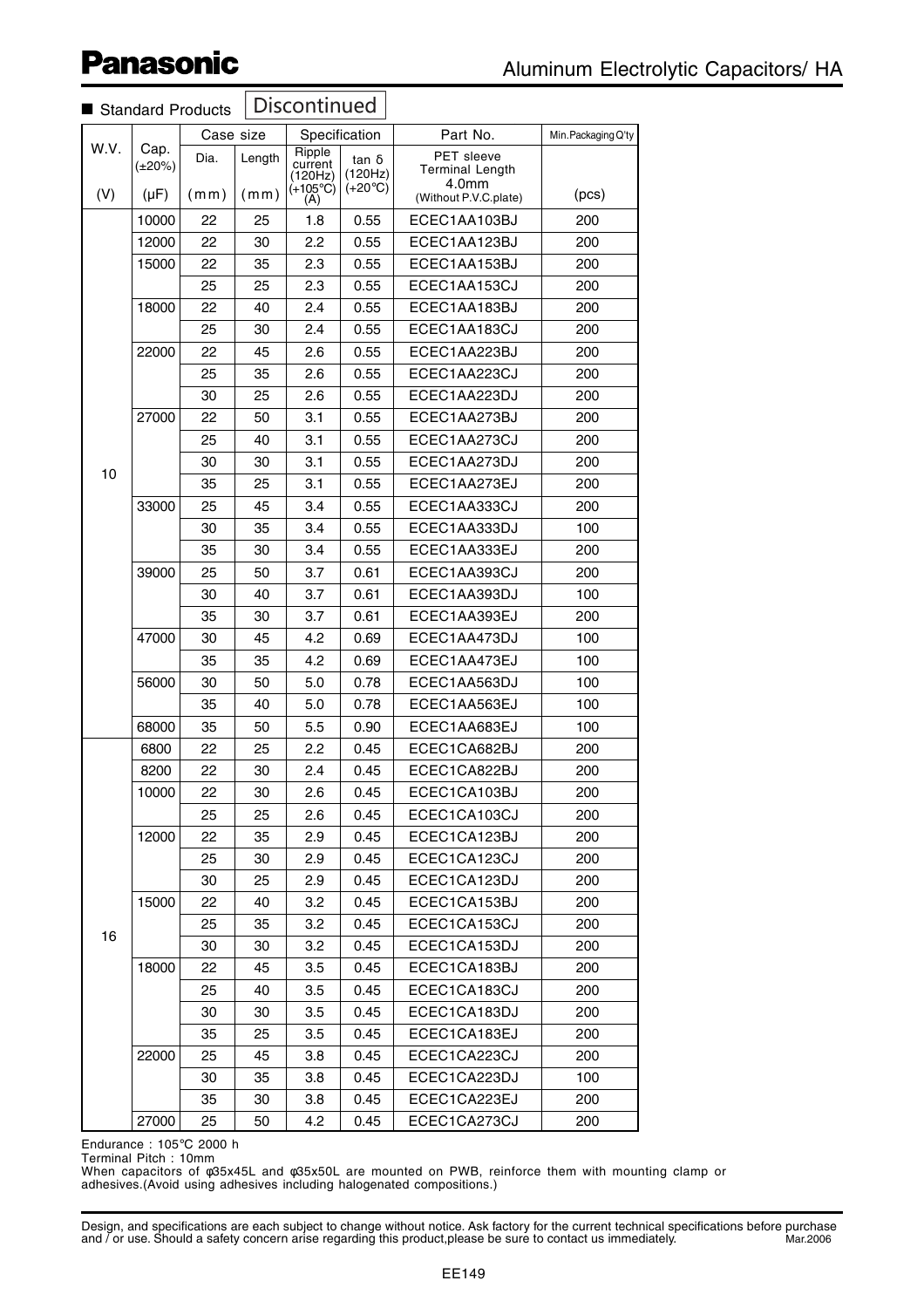## Aluminum Electrolytic Capacitors/ HA

■ Standard Products **Discontinued**

| W.V. (V) | Cap. (±20%) (μF) | Case size Dia. (mm) | Case size Length (mm) | Ripple current (120Hz) (+105°C) (A) | tan δ (120Hz) (+20°C) | Part No. PET sleeve Terminal Length 4.0mm (Without P.V.C.plate) | Min.Packaging Q'ty (pcs) |
|---|---|---|---|---|---|---|---|
| 10 | 10000 | 22 | 25 | 1.8 | 0.55 | ECEC1AA103BJ | 200 |
| | 12000 | 22 | 30 | 2.2 | 0.55 | ECEC1AA123BJ | 200 |
| | 15000 | 22 | 35 | 2.3 | 0.55 | ECEC1AA153BJ | 200 |
| | | 25 | 25 | 2.3 | 0.55 | ECEC1AA153CJ | 200 |
| | 18000 | 22 | 40 | 2.4 | 0.55 | ECEC1AA183BJ | 200 |
| | | 25 | 30 | 2.4 | 0.55 | ECEC1AA183CJ | 200 |
| | 22000 | 22 | 45 | 2.6 | 0.55 | ECEC1AA223BJ | 200 |
| | | 25 | 35 | 2.6 | 0.55 | ECEC1AA223CJ | 200 |
| | | 30 | 25 | 2.6 | 0.55 | ECEC1AA223DJ | 200 |
| | 27000 | 22 | 50 | 3.1 | 0.55 | ECEC1AA273BJ | 200 |
| | | 25 | 40 | 3.1 | 0.55 | ECEC1AA273CJ | 200 |
| | | 30 | 30 | 3.1 | 0.55 | ECEC1AA273DJ | 200 |
| | | 35 | 25 | 3.1 | 0.55 | ECEC1AA273EJ | 200 |
| | 33000 | 25 | 45 | 3.4 | 0.55 | ECEC1AA333CJ | 200 |
| | | 30 | 35 | 3.4 | 0.55 | ECEC1AA333DJ | 100 |
| | | 35 | 30 | 3.4 | 0.55 | ECEC1AA333EJ | 200 |
| | 39000 | 25 | 50 | 3.7 | 0.61 | ECEC1AA393CJ | 200 |
| | | 30 | 40 | 3.7 | 0.61 | ECEC1AA393DJ | 100 |
| | | 35 | 30 | 3.7 | 0.61 | ECEC1AA393EJ | 200 |
| | 47000 | 30 | 45 | 4.2 | 0.69 | ECEC1AA473DJ | 100 |
| | | 35 | 35 | 4.2 | 0.69 | ECEC1AA473EJ | 100 |
| | 56000 | 30 | 50 | 5.0 | 0.78 | ECEC1AA563DJ | 100 |
| | | 35 | 40 | 5.0 | 0.78 | ECEC1AA563EJ | 100 |
| | 68000 | 35 | 50 | 5.5 | 0.90 | ECEC1AA683EJ | 100 |
| 16 | 6800 | 22 | 25 | 2.2 | 0.45 | ECEC1CA682BJ | 200 |
| | 8200 | 22 | 30 | 2.4 | 0.45 | ECEC1CA822BJ | 200 |
| | 10000 | 22 | 30 | 2.6 | 0.45 | ECEC1CA103BJ | 200 |
| | | 25 | 25 | 2.6 | 0.45 | ECEC1CA103CJ | 200 |
| | 12000 | 22 | 35 | 2.9 | 0.45 | ECEC1CA123BJ | 200 |
| | | 25 | 30 | 2.9 | 0.45 | ECEC1CA123CJ | 200 |
| | | 30 | 25 | 2.9 | 0.45 | ECEC1CA123DJ | 200 |
| | 15000 | 22 | 40 | 3.2 | 0.45 | ECEC1CA153BJ | 200 |
| | | 25 | 35 | 3.2 | 0.45 | ECEC1CA153CJ | 200 |
| | | 30 | 30 | 3.2 | 0.45 | ECEC1CA153DJ | 200 |
| | 18000 | 22 | 45 | 3.5 | 0.45 | ECEC1CA183BJ | 200 |
| | | 25 | 40 | 3.5 | 0.45 | ECEC1CA183CJ | 200 |
| | | 30 | 30 | 3.5 | 0.45 | ECEC1CA183DJ | 200 |
| | | 35 | 25 | 3.5 | 0.45 | ECEC1CA183EJ | 200 |
| | 22000 | 25 | 45 | 3.8 | 0.45 | ECEC1CA223CJ | 200 |
| | | 30 | 35 | 3.8 | 0.45 | ECEC1CA223DJ | 100 |
| | | 35 | 30 | 3.8 | 0.45 | ECEC1CA223EJ | 200 |
| | 27000 | 25 | 50 | 4.2 | 0.45 | ECEC1CA273CJ | 200 |

Endurance : 105°C 2000 h
Terminal Pitch : 10mm
When capacitors of φ35x45L and φ35x50L are mounted on PWB, reinforce them with mounting clamp or adhesives.(Avoid using adhesives including halogenated compositions.)

Design, and specifications are each subject to change without notice. Ask factory for the current technical specifications before purchase and / or use. Should a safety concern arise regarding this product,please be sure to contact us immediately. Mar.2006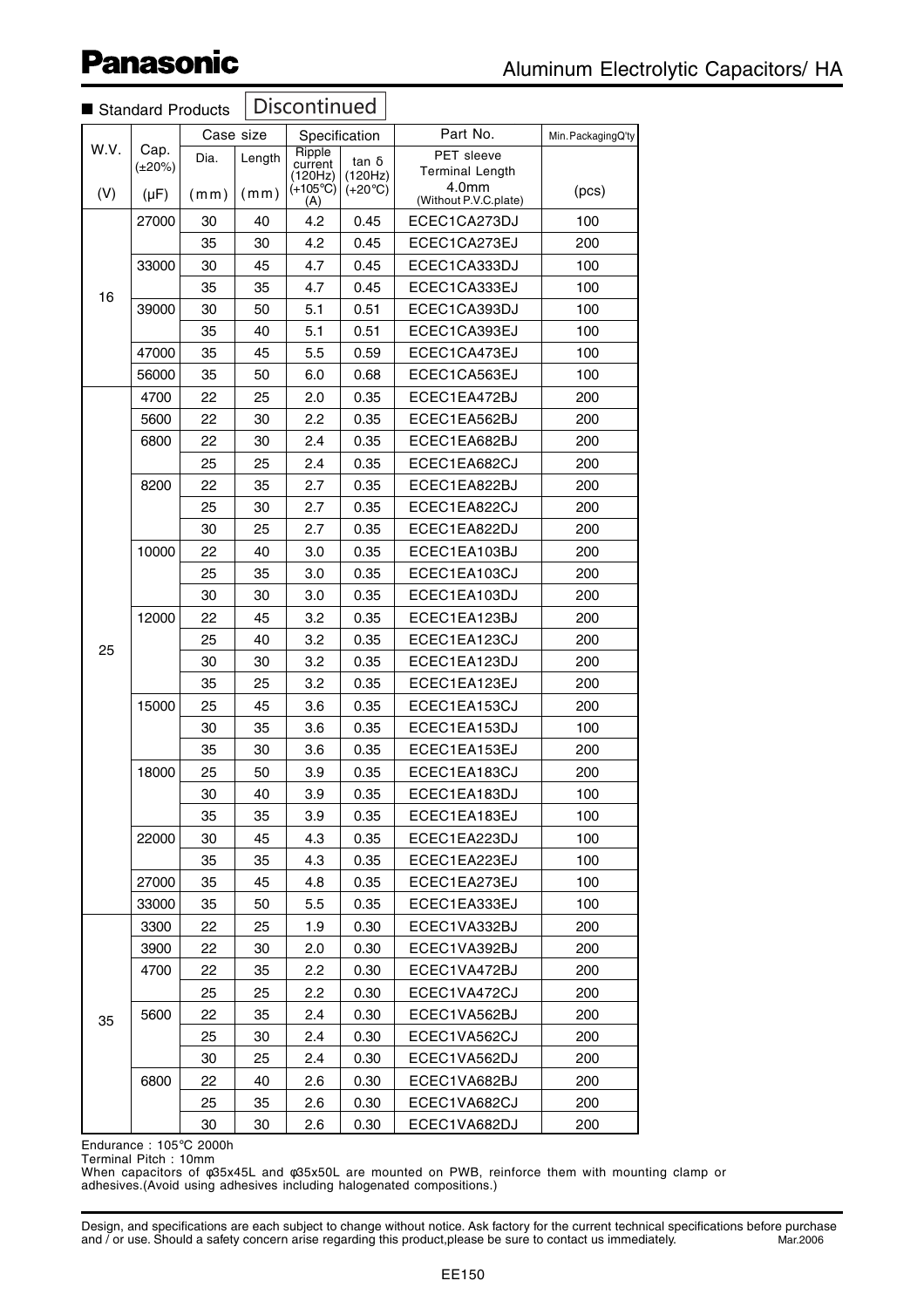# Panasonic

## Aluminum Electrolytic Capacitors/ HA

■ Standard Products **Discontinued**

| W.V. (V) | Cap. (±20%) (μF) | Case size Dia. (mm) | Case size Length (mm) | Ripple current (120Hz) (+105℃) (A) | tan δ (120Hz) (+20℃) | Part No. PET sleeve Terminal Length 4.0mm (Without P.V.C.plate) | Min.PackagingQ'ty (pcs) |
|---|---|---|---|---|---|---|---|
| 16 | 27000 | 30 | 40 | 4.2 | 0.45 | ECEC1CA273DJ | 100 |
| | | 35 | 30 | 4.2 | 0.45 | ECEC1CA273EJ | 200 |
| | 33000 | 30 | 45 | 4.7 | 0.45 | ECEC1CA333DJ | 100 |
| | | 35 | 35 | 4.7 | 0.45 | ECEC1CA333EJ | 100 |
| | 39000 | 30 | 50 | 5.1 | 0.51 | ECEC1CA393DJ | 100 |
| | | 35 | 40 | 5.1 | 0.51 | ECEC1CA393EJ | 100 |
| | 47000 | 35 | 45 | 5.5 | 0.59 | ECEC1CA473EJ | 100 |
| | 56000 | 35 | 50 | 6.0 | 0.68 | ECEC1CA563EJ | 100 |
| 25 | 4700 | 22 | 25 | 2.0 | 0.35 | ECEC1EA472BJ | 200 |
| | 5600 | 22 | 30 | 2.2 | 0.35 | ECEC1EA562BJ | 200 |
| | 6800 | 22 | 30 | 2.4 | 0.35 | ECEC1EA682BJ | 200 |
| | | 25 | 25 | 2.4 | 0.35 | ECEC1EA682CJ | 200 |
| | 8200 | 22 | 35 | 2.7 | 0.35 | ECEC1EA822BJ | 200 |
| | | 25 | 30 | 2.7 | 0.35 | ECEC1EA822CJ | 200 |
| | | 30 | 25 | 2.7 | 0.35 | ECEC1EA822DJ | 200 |
| | 10000 | 22 | 40 | 3.0 | 0.35 | ECEC1EA103BJ | 200 |
| | | 25 | 35 | 3.0 | 0.35 | ECEC1EA103CJ | 200 |
| | | 30 | 30 | 3.0 | 0.35 | ECEC1EA103DJ | 200 |
| | 12000 | 22 | 45 | 3.2 | 0.35 | ECEC1EA123BJ | 200 |
| | | 25 | 40 | 3.2 | 0.35 | ECEC1EA123CJ | 200 |
| | | 30 | 30 | 3.2 | 0.35 | ECEC1EA123DJ | 200 |
| | | 35 | 25 | 3.2 | 0.35 | ECEC1EA123EJ | 200 |
| | 15000 | 25 | 45 | 3.6 | 0.35 | ECEC1EA153CJ | 200 |
| | | 30 | 35 | 3.6 | 0.35 | ECEC1EA153DJ | 100 |
| | | 35 | 30 | 3.6 | 0.35 | ECEC1EA153EJ | 200 |
| | 18000 | 25 | 50 | 3.9 | 0.35 | ECEC1EA183CJ | 200 |
| | | 30 | 40 | 3.9 | 0.35 | ECEC1EA183DJ | 100 |
| | | 35 | 35 | 3.9 | 0.35 | ECEC1EA183EJ | 100 |
| | 22000 | 30 | 45 | 4.3 | 0.35 | ECEC1EA223DJ | 100 |
| | | 35 | 35 | 4.3 | 0.35 | ECEC1EA223EJ | 100 |
| | 27000 | 35 | 45 | 4.8 | 0.35 | ECEC1EA273EJ | 100 |
| | 33000 | 35 | 50 | 5.5 | 0.35 | ECEC1EA333EJ | 100 |
| 35 | 3300 | 22 | 25 | 1.9 | 0.30 | ECEC1VA332BJ | 200 |
| | 3900 | 22 | 30 | 2.0 | 0.30 | ECEC1VA392BJ | 200 |
| | 4700 | 22 | 35 | 2.2 | 0.30 | ECEC1VA472BJ | 200 |
| | | 25 | 25 | 2.2 | 0.30 | ECEC1VA472CJ | 200 |
| | 5600 | 22 | 35 | 2.4 | 0.30 | ECEC1VA562BJ | 200 |
| | | 25 | 30 | 2.4 | 0.30 | ECEC1VA562CJ | 200 |
| | | 30 | 25 | 2.4 | 0.30 | ECEC1VA562DJ | 200 |
| | 6800 | 22 | 40 | 2.6 | 0.30 | ECEC1VA682BJ | 200 |
| | | 25 | 35 | 2.6 | 0.30 | ECEC1VA682CJ | 200 |
| | | 30 | 30 | 2.6 | 0.30 | ECEC1VA682DJ | 200 |

Endurance : 105℃ 2000h
Terminal Pitch : 10mm
When capacitors of φ35x45L and φ35x50L are mounted on PWB, reinforce them with mounting clamp or adhesives.(Avoid using adhesives including halogenated compositions.)

Design, and specifications are each subject to change without notice. Ask factory for the current technical specifications before purchase and / or use. Should a safety concern arise regarding this product,please be sure to contact us immediately. Mar.2006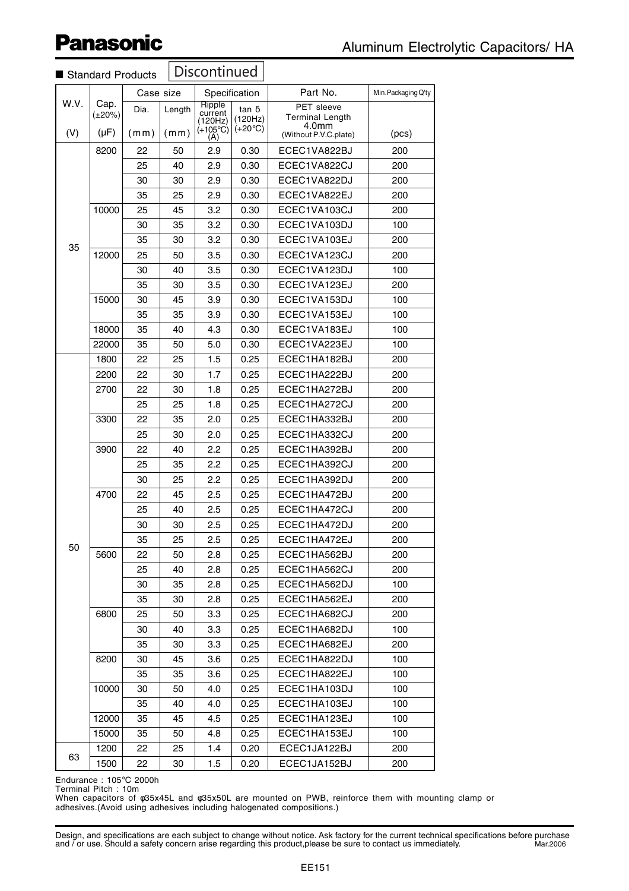# Aluminum Electrolytic Capacitors/ HA

■ Standard Products **Discontinued**

| W.V. (V) | Cap. (±20%) (µF) | Case size Dia. (mm) | Case size Length (mm) | Specification Ripple current (120Hz) (+105°C) (A) | Specification tan δ (120Hz) (+20°C) | Part No. PET sleeve Terminal Length 4.0mm (Without P.V.C.plate) | Min.Packaging Q'ty (pcs) |
|---|---|---|---|---|---|---|---|
| 35 | 8200 | 22 | 50 | 2.9 | 0.30 | ECEC1VA822BJ | 200 |
| | | 25 | 40 | 2.9 | 0.30 | ECEC1VA822CJ | 200 |
| | | 30 | 30 | 2.9 | 0.30 | ECEC1VA822DJ | 200 |
| | | 35 | 25 | 2.9 | 0.30 | ECEC1VA822EJ | 200 |
| | 10000 | 25 | 45 | 3.2 | 0.30 | ECEC1VA103CJ | 200 |
| | | 30 | 35 | 3.2 | 0.30 | ECEC1VA103DJ | 100 |
| | | 35 | 30 | 3.2 | 0.30 | ECEC1VA103EJ | 200 |
| | 12000 | 25 | 50 | 3.5 | 0.30 | ECEC1VA123CJ | 200 |
| | | 30 | 40 | 3.5 | 0.30 | ECEC1VA123DJ | 100 |
| | | 35 | 30 | 3.5 | 0.30 | ECEC1VA123EJ | 200 |
| | 15000 | 30 | 45 | 3.9 | 0.30 | ECEC1VA153DJ | 100 |
| | | 35 | 35 | 3.9 | 0.30 | ECEC1VA153EJ | 100 |
| | 18000 | 35 | 40 | 4.3 | 0.30 | ECEC1VA183EJ | 100 |
| | 22000 | 35 | 50 | 5.0 | 0.30 | ECEC1VA223EJ | 100 |
| 50 | 1800 | 22 | 25 | 1.5 | 0.25 | ECEC1HA182BJ | 200 |
| | 2200 | 22 | 30 | 1.7 | 0.25 | ECEC1HA222BJ | 200 |
| | 2700 | 22 | 30 | 1.8 | 0.25 | ECEC1HA272BJ | 200 |
| | | 25 | 25 | 1.8 | 0.25 | ECEC1HA272CJ | 200 |
| | 3300 | 22 | 35 | 2.0 | 0.25 | ECEC1HA332BJ | 200 |
| | | 25 | 30 | 2.0 | 0.25 | ECEC1HA332CJ | 200 |
| | 3900 | 22 | 40 | 2.2 | 0.25 | ECEC1HA392BJ | 200 |
| | | 25 | 35 | 2.2 | 0.25 | ECEC1HA392CJ | 200 |
| | | 30 | 25 | 2.2 | 0.25 | ECEC1HA392DJ | 200 |
| | 4700 | 22 | 45 | 2.5 | 0.25 | ECEC1HA472BJ | 200 |
| | | 25 | 40 | 2.5 | 0.25 | ECEC1HA472CJ | 200 |
| | | 30 | 30 | 2.5 | 0.25 | ECEC1HA472DJ | 200 |
| | | 35 | 25 | 2.5 | 0.25 | ECEC1HA472EJ | 200 |
| | 5600 | 22 | 50 | 2.8 | 0.25 | ECEC1HA562BJ | 200 |
| | | 25 | 40 | 2.8 | 0.25 | ECEC1HA562CJ | 200 |
| | | 30 | 35 | 2.8 | 0.25 | ECEC1HA562DJ | 100 |
| | | 35 | 30 | 2.8 | 0.25 | ECEC1HA562EJ | 200 |
| | 6800 | 25 | 50 | 3.3 | 0.25 | ECEC1HA682CJ | 200 |
| | | 30 | 40 | 3.3 | 0.25 | ECEC1HA682DJ | 100 |
| | | 35 | 30 | 3.3 | 0.25 | ECEC1HA682EJ | 200 |
| | 8200 | 30 | 45 | 3.6 | 0.25 | ECEC1HA822DJ | 100 |
| | | 35 | 35 | 3.6 | 0.25 | ECEC1HA822EJ | 100 |
| | 10000 | 30 | 50 | 4.0 | 0.25 | ECEC1HA103DJ | 100 |
| | | 35 | 40 | 4.0 | 0.25 | ECEC1HA103EJ | 100 |
| | 12000 | 35 | 45 | 4.5 | 0.25 | ECEC1HA123EJ | 100 |
| | 15000 | 35 | 50 | 4.8 | 0.25 | ECEC1HA153EJ | 100 |
| 63 | 1200 | 22 | 25 | 1.4 | 0.20 | ECEC1JA122BJ | 200 |
| | 1500 | 22 | 30 | 1.5 | 0.20 | ECEC1JA152BJ | 200 |

Endurance : 105°C 2000h
Terminal Pitch : 10m
When capacitors of φ35x45L and φ35x50L are mounted on PWB, reinforce them with mounting clamp or adhesives.(Avoid using adhesives including halogenated compositions.)

Design, and specifications are each subject to change without notice. Ask factory for the current technical specifications before purchase and / or use. Should a safety concern arise regarding this product,please be sure to contact us immediately. Mar.2006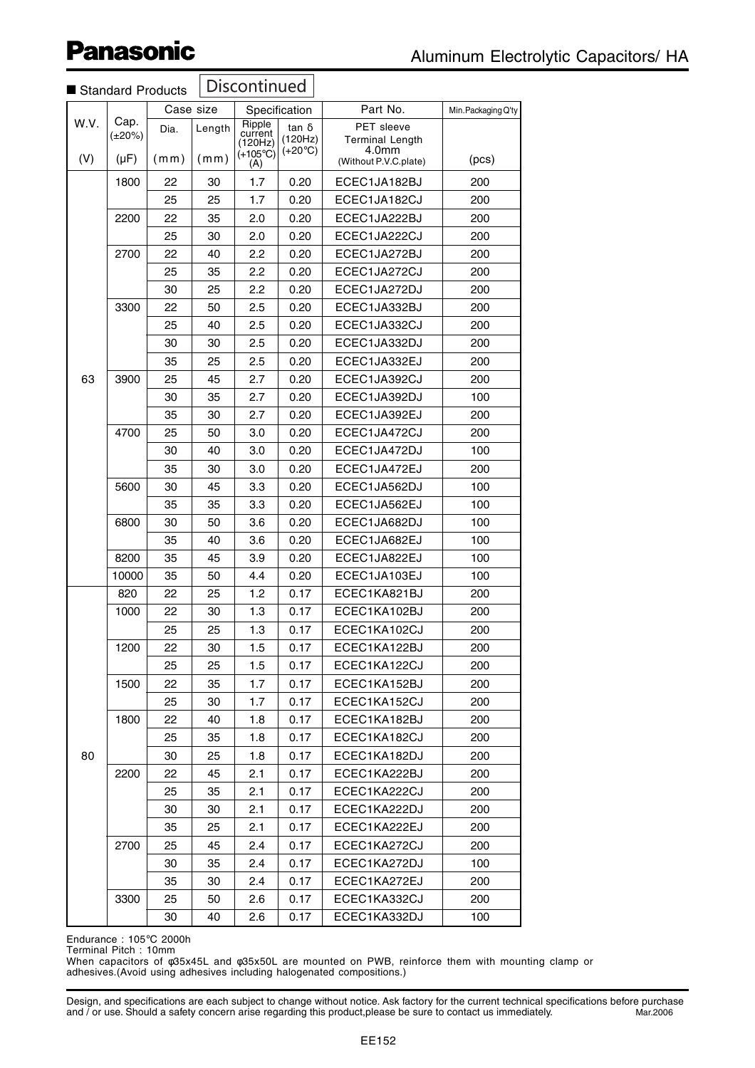# Panasonic

## Aluminum Electrolytic Capacitors/ HA

■ Standard Products **Discontinued**

| W.V. (V) | Cap. (±20%) (μF) | Case size Dia. (mm) | Case size Length (mm) | Specification Ripple current (120Hz) (+105℃) (A) | Specification tan δ (120Hz) (+20℃) | Part No. PET sleeve Terminal Length 4.0mm (Without P.V.C.plate) | Min.Packaging Q'ty (pcs) |
|---|---|---|---|---|---|---|---|
| 63 | 1800 | 22 | 30 | 1.7 | 0.20 | ECEC1JA182BJ | 200 |
| | | 25 | 25 | 1.7 | 0.20 | ECEC1JA182CJ | 200 |
| | 2200 | 22 | 35 | 2.0 | 0.20 | ECEC1JA222BJ | 200 |
| | | 25 | 30 | 2.0 | 0.20 | ECEC1JA222CJ | 200 |
| | 2700 | 22 | 40 | 2.2 | 0.20 | ECEC1JA272BJ | 200 |
| | | 25 | 35 | 2.2 | 0.20 | ECEC1JA272CJ | 200 |
| | | 30 | 25 | 2.2 | 0.20 | ECEC1JA272DJ | 200 |
| | 3300 | 22 | 50 | 2.5 | 0.20 | ECEC1JA332BJ | 200 |
| | | 25 | 40 | 2.5 | 0.20 | ECEC1JA332CJ | 200 |
| | | 30 | 30 | 2.5 | 0.20 | ECEC1JA332DJ | 200 |
| | | 35 | 25 | 2.5 | 0.20 | ECEC1JA332EJ | 200 |
| | 3900 | 25 | 45 | 2.7 | 0.20 | ECEC1JA392CJ | 200 |
| | | 30 | 35 | 2.7 | 0.20 | ECEC1JA392DJ | 100 |
| | | 35 | 30 | 2.7 | 0.20 | ECEC1JA392EJ | 200 |
| | 4700 | 25 | 50 | 3.0 | 0.20 | ECEC1JA472CJ | 200 |
| | | 30 | 40 | 3.0 | 0.20 | ECEC1JA472DJ | 100 |
| | | 35 | 30 | 3.0 | 0.20 | ECEC1JA472EJ | 200 |
| | 5600 | 30 | 45 | 3.3 | 0.20 | ECEC1JA562DJ | 100 |
| | | 35 | 35 | 3.3 | 0.20 | ECEC1JA562EJ | 100 |
| | 6800 | 30 | 50 | 3.6 | 0.20 | ECEC1JA682DJ | 100 |
| | | 35 | 40 | 3.6 | 0.20 | ECEC1JA682EJ | 100 |
| | 8200 | 35 | 45 | 3.9 | 0.20 | ECEC1JA822EJ | 100 |
| | 10000 | 35 | 50 | 4.4 | 0.20 | ECEC1JA103EJ | 100 |
| 80 | 820 | 22 | 25 | 1.2 | 0.17 | ECEC1KA821BJ | 200 |
| | 1000 | 22 | 30 | 1.3 | 0.17 | ECEC1KA102BJ | 200 |
| | | 25 | 25 | 1.3 | 0.17 | ECEC1KA102CJ | 200 |
| | 1200 | 22 | 30 | 1.5 | 0.17 | ECEC1KA122BJ | 200 |
| | | 25 | 25 | 1.5 | 0.17 | ECEC1KA122CJ | 200 |
| | 1500 | 22 | 35 | 1.7 | 0.17 | ECEC1KA152BJ | 200 |
| | | 25 | 30 | 1.7 | 0.17 | ECEC1KA152CJ | 200 |
| | 1800 | 22 | 40 | 1.8 | 0.17 | ECEC1KA182BJ | 200 |
| | | 25 | 35 | 1.8 | 0.17 | ECEC1KA182CJ | 200 |
| | | 30 | 25 | 1.8 | 0.17 | ECEC1KA182DJ | 200 |
| | 2200 | 22 | 45 | 2.1 | 0.17 | ECEC1KA222BJ | 200 |
| | | 25 | 35 | 2.1 | 0.17 | ECEC1KA222CJ | 200 |
| | | 30 | 30 | 2.1 | 0.17 | ECEC1KA222DJ | 200 |
| | | 35 | 25 | 2.1 | 0.17 | ECEC1KA222EJ | 200 |
| | 2700 | 25 | 45 | 2.4 | 0.17 | ECEC1KA272CJ | 200 |
| | | 30 | 35 | 2.4 | 0.17 | ECEC1KA272DJ | 100 |
| | | 35 | 30 | 2.4 | 0.17 | ECEC1KA272EJ | 200 |
| | 3300 | 25 | 50 | 2.6 | 0.17 | ECEC1KA332CJ | 200 |
| | | 30 | 40 | 2.6 | 0.17 | ECEC1KA332DJ | 100 |

Endurance : 105℃ 2000h
Terminal Pitch : 10mm
When capacitors of φ35x45L and φ35x50L are mounted on PWB, reinforce them with mounting clamp or adhesives.(Avoid using adhesives including halogenated compositions.)

Design, and specifications are each subject to change without notice. Ask factory for the current technical specifications before purchase and / or use. Should a safety concern arise regarding this product,please be sure to contact us immediately. Mar.2006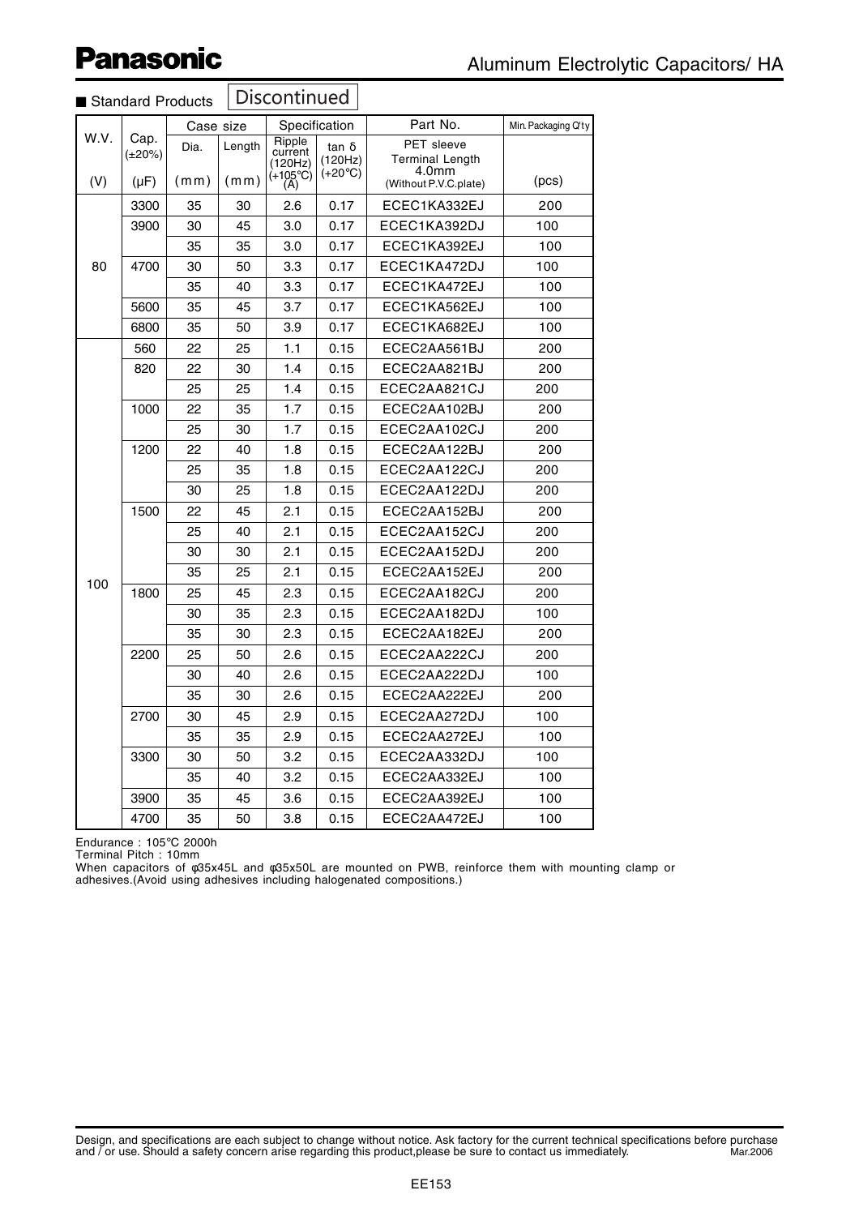## Panasonic

## Aluminum Electrolytic Capacitors/ HA

■ Standard Products **Discontinued**

| W.V. (V) | Cap. (±20%) (μF) | Case size Dia. (mm) | Length (mm) | Specification Ripple current (120Hz) (+105°C) (A) | tan δ (120Hz) (+20°C) | Part No. PET sleeve Terminal Length 4.0mm (Without P.V.C.plate) | Min. Packaging Q'ty (pcs) |
|---|---|---|---|---|---|---|---|
| 80 | 3300 | 35 | 30 | 2.6 | 0.17 | ECEC1KA332EJ | 200 |
| | 3900 | 30 | 45 | 3.0 | 0.17 | ECEC1KA392DJ | 100 |
| | | 35 | 35 | 3.0 | 0.17 | ECEC1KA392EJ | 100 |
| | 4700 | 30 | 50 | 3.3 | 0.17 | ECEC1KA472DJ | 100 |
| | | 35 | 40 | 3.3 | 0.17 | ECEC1KA472EJ | 100 |
| | 5600 | 35 | 45 | 3.7 | 0.17 | ECEC1KA562EJ | 100 |
| | 6800 | 35 | 50 | 3.9 | 0.17 | ECEC1KA682EJ | 100 |
| 100 | 560 | 22 | 25 | 1.1 | 0.15 | ECEC2AA561BJ | 200 |
| | 820 | 22 | 30 | 1.4 | 0.15 | ECEC2AA821BJ | 200 |
| | | 25 | 25 | 1.4 | 0.15 | ECEC2AA821CJ | 200 |
| | 1000 | 22 | 35 | 1.7 | 0.15 | ECEC2AA102BJ | 200 |
| | | 25 | 30 | 1.7 | 0.15 | ECEC2AA102CJ | 200 |
| | 1200 | 22 | 40 | 1.8 | 0.15 | ECEC2AA122BJ | 200 |
| | | 25 | 35 | 1.8 | 0.15 | ECEC2AA122CJ | 200 |
| | | 30 | 25 | 1.8 | 0.15 | ECEC2AA122DJ | 200 |
| | 1500 | 22 | 45 | 2.1 | 0.15 | ECEC2AA152BJ | 200 |
| | | 25 | 40 | 2.1 | 0.15 | ECEC2AA152CJ | 200 |
| | | 30 | 30 | 2.1 | 0.15 | ECEC2AA152DJ | 200 |
| | | 35 | 25 | 2.1 | 0.15 | ECEC2AA152EJ | 200 |
| | 1800 | 25 | 45 | 2.3 | 0.15 | ECEC2AA182CJ | 200 |
| | | 30 | 35 | 2.3 | 0.15 | ECEC2AA182DJ | 100 |
| | | 35 | 30 | 2.3 | 0.15 | ECEC2AA182EJ | 200 |
| | 2200 | 25 | 50 | 2.6 | 0.15 | ECEC2AA222CJ | 200 |
| | | 30 | 40 | 2.6 | 0.15 | ECEC2AA222DJ | 100 |
| | | 35 | 30 | 2.6 | 0.15 | ECEC2AA222EJ | 200 |
| | 2700 | 30 | 45 | 2.9 | 0.15 | ECEC2AA272DJ | 100 |
| | | 35 | 35 | 2.9 | 0.15 | ECEC2AA272EJ | 100 |
| | 3300 | 30 | 50 | 3.2 | 0.15 | ECEC2AA332DJ | 100 |
| | | 35 | 40 | 3.2 | 0.15 | ECEC2AA332EJ | 100 |
| | 3900 | 35 | 45 | 3.6 | 0.15 | ECEC2AA392EJ | 100 |
| | 4700 | 35 | 50 | 3.8 | 0.15 | ECEC2AA472EJ | 100 |

Endurance : 105°C 2000h
Terminal Pitch : 10mm
When capacitors of φ35x45L and φ35x50L are mounted on PWB, reinforce them with mounting clamp or adhesives.(Avoid using adhesives including halogenated compositions.)

Design, and specifications are each subject to change without notice. Ask factory for the current technical specifications before purchase and / or use. Should a safety concern arise regarding this product,please be sure to contact us immediately. Mar.2006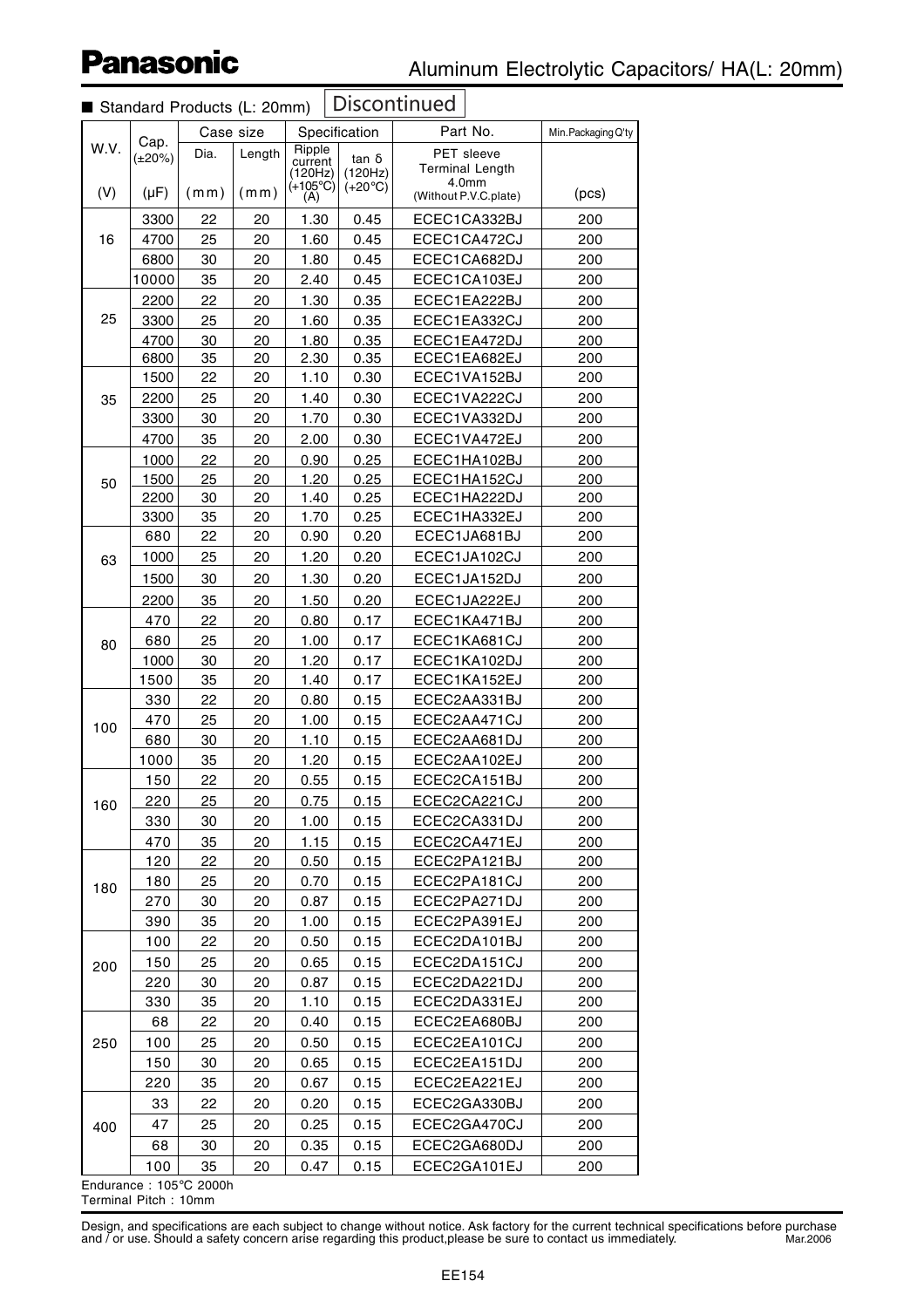# Panasonic

## Aluminum Electrolytic Capacitors/ HA(L: 20mm)

■ Standard Products (L: 20mm) **Discontinued**

| W.V. (V) | Cap. (±20%) (µF) | Case size Dia. (mm) | Case size Length (mm) | Specification Ripple current (120Hz) (+105°C) (A) | Specification tan δ (120Hz) (+20°C) | Part No. PET sleeve Terminal Length 4.0mm (Without P.V.C.plate) | Min.Packaging Q'ty (pcs) |
|---|---|---|---|---|---|---|---|
| 16 | 3300 | 22 | 20 | 1.30 | 0.45 | ECEC1CA332BJ | 200 |
| | 4700 | 25 | 20 | 1.60 | 0.45 | ECEC1CA472CJ | 200 |
| | 6800 | 30 | 20 | 1.80 | 0.45 | ECEC1CA682DJ | 200 |
| | 10000 | 35 | 20 | 2.40 | 0.45 | ECEC1CA103EJ | 200 |
| 25 | 2200 | 22 | 20 | 1.30 | 0.35 | ECEC1EA222BJ | 200 |
| | 3300 | 25 | 20 | 1.60 | 0.35 | ECEC1EA332CJ | 200 |
| | 4700 | 30 | 20 | 1.80 | 0.35 | ECEC1EA472DJ | 200 |
| | 6800 | 35 | 20 | 2.30 | 0.35 | ECEC1EA682EJ | 200 |
| 35 | 1500 | 22 | 20 | 1.10 | 0.30 | ECEC1VA152BJ | 200 |
| | 2200 | 25 | 20 | 1.40 | 0.30 | ECEC1VA222CJ | 200 |
| | 3300 | 30 | 20 | 1.70 | 0.30 | ECEC1VA332DJ | 200 |
| | 4700 | 35 | 20 | 2.00 | 0.30 | ECEC1VA472EJ | 200 |
| 50 | 1000 | 22 | 20 | 0.90 | 0.25 | ECEC1HA102BJ | 200 |
| | 1500 | 25 | 20 | 1.20 | 0.25 | ECEC1HA152CJ | 200 |
| | 2200 | 30 | 20 | 1.40 | 0.25 | ECEC1HA222DJ | 200 |
| | 3300 | 35 | 20 | 1.70 | 0.25 | ECEC1HA332EJ | 200 |
| 63 | 680 | 22 | 20 | 0.90 | 0.20 | ECEC1JA681BJ | 200 |
| | 1000 | 25 | 20 | 1.20 | 0.20 | ECEC1JA102CJ | 200 |
| | 1500 | 30 | 20 | 1.30 | 0.20 | ECEC1JA152DJ | 200 |
| | 2200 | 35 | 20 | 1.50 | 0.20 | ECEC1JA222EJ | 200 |
| 80 | 470 | 22 | 20 | 0.80 | 0.17 | ECEC1KA471BJ | 200 |
| | 680 | 25 | 20 | 1.00 | 0.17 | ECEC1KA681CJ | 200 |
| | 1000 | 30 | 20 | 1.20 | 0.17 | ECEC1KA102DJ | 200 |
| | 1500 | 35 | 20 | 1.40 | 0.17 | ECEC1KA152EJ | 200 |
| 100 | 330 | 22 | 20 | 0.80 | 0.15 | ECEC2AA331BJ | 200 |
| | 470 | 25 | 20 | 1.00 | 0.15 | ECEC2AA471CJ | 200 |
| | 680 | 30 | 20 | 1.10 | 0.15 | ECEC2AA681DJ | 200 |
| | 1000 | 35 | 20 | 1.20 | 0.15 | ECEC2AA102EJ | 200 |
| 160 | 150 | 22 | 20 | 0.55 | 0.15 | ECEC2CA151BJ | 200 |
| | 220 | 25 | 20 | 0.75 | 0.15 | ECEC2CA221CJ | 200 |
| | 330 | 30 | 20 | 1.00 | 0.15 | ECEC2CA331DJ | 200 |
| | 470 | 35 | 20 | 1.15 | 0.15 | ECEC2CA471EJ | 200 |
| 180 | 120 | 22 | 20 | 0.50 | 0.15 | ECEC2PA121BJ | 200 |
| | 180 | 25 | 20 | 0.70 | 0.15 | ECEC2PA181CJ | 200 |
| | 270 | 30 | 20 | 0.87 | 0.15 | ECEC2PA271DJ | 200 |
| | 390 | 35 | 20 | 1.00 | 0.15 | ECEC2PA391EJ | 200 |
| 200 | 100 | 22 | 20 | 0.50 | 0.15 | ECEC2DA101BJ | 200 |
| | 150 | 25 | 20 | 0.65 | 0.15 | ECEC2DA151CJ | 200 |
| | 220 | 30 | 20 | 0.87 | 0.15 | ECEC2DA221DJ | 200 |
| | 330 | 35 | 20 | 1.10 | 0.15 | ECEC2DA331EJ | 200 |
| 250 | 68 | 22 | 20 | 0.40 | 0.15 | ECEC2EA680BJ | 200 |
| | 100 | 25 | 20 | 0.50 | 0.15 | ECEC2EA101CJ | 200 |
| | 150 | 30 | 20 | 0.65 | 0.15 | ECEC2EA151DJ | 200 |
| | 220 | 35 | 20 | 0.67 | 0.15 | ECEC2EA221EJ | 200 |
| 400 | 33 | 22 | 20 | 0.20 | 0.15 | ECEC2GA330BJ | 200 |
| | 47 | 25 | 20 | 0.25 | 0.15 | ECEC2GA470CJ | 200 |
| | 68 | 30 | 20 | 0.35 | 0.15 | ECEC2GA680DJ | 200 |
| | 100 | 35 | 20 | 0.47 | 0.15 | ECEC2GA101EJ | 200 |

Endurance : 105°C 2000h
Terminal Pitch : 10mm

Design, and specifications are each subject to change without notice. Ask factory for the current technical specifications before purchase and / or use. Should a safety concern arise regarding this product,please be sure to contact us immediately. Mar.2006